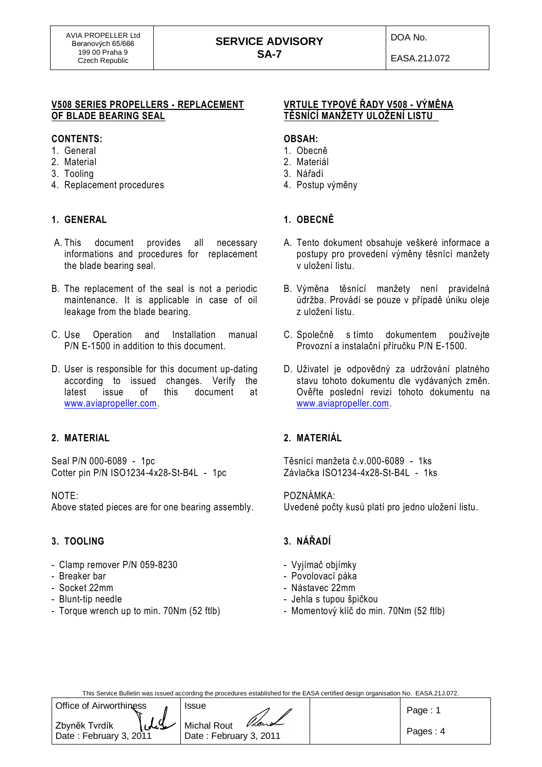| AVIA PROPELLER Ltd<br>Beranových 65/666<br>199 00 Praha 9<br>Czech Republic | **SERVICE ADVISORY**<br>**SA-7** | DOA No.<br>EASA.21J.072 |
| --- | --- | --- |

## V508 SERIES PROPELLERS - REPLACEMENT OF BLADE BEARING SEAL

**CONTENTS:**

1. General
2. Material
3. Tooling
4. Replacement procedures

### 1. GENERAL

A. This document provides all necessary informations and procedures for replacement the blade bearing seal.

B. The replacement of the seal is not a periodic maintenance. It is applicable in case of oil leakage from the blade bearing.

C. Use Operation and Installation manual P/N E-1500 in addition to this document.

D. User is responsible for this document up-dating according to issued changes. Verify the latest issue of this document at www.aviapropeller.com.

### 2. MATERIAL

Seal P/N 000-6089 - 1pc
Cotter pin P/N ISO1234-4x28-St-B4L - 1pc

NOTE:
Above stated pieces are for one bearing assembly.

### 3. TOOLING

- Clamp remover P/N 059-8230
- Breaker bar
- Socket 22mm
- Blunt-tip needle
- Torque wrench up to min. 70Nm (52 ftlb)

## VRTULE TYPOVÉ ŘADY V508 - VÝMĚNA TĚSNÍCÍ MANŽETY ULOŽENÍ LISTU

**OBSAH:**

1. Obecně
2. Materiál
3. Nářadí
4. Postup výměny

### 1. OBECNĚ

A. Tento dokument obsahuje veškeré informace a postupy pro provedení výměny těsnící manžety v uložení listu.

B. Výměna těsnící manžety není pravidelná údržba. Provádí se pouze v případě úniku oleje z uložení listu.

C. Společně s tímto dokumentem používejte Provozní a instalační příručku P/N E-1500.

D. Uživatel je odpovědný za udržování platného stavu tohoto dokumentu dle vydávaných změn. Ověřte poslední revizi tohoto dokumentu na www.aviapropeller.com.

### 2. MATERIÁL

Těsnící manžeta č.v.000-6089 - 1ks
Závlačka ISO1234-4x28-St-B4L - 1ks

POZNÁMKA:
Uvedené počty kusů platí pro jedno uložení listu.

### 3. NÁŘADÍ

- Vyjímač objímky
- Povolovací páka
- Nástavec 22mm
- Jehla s tupou špičkou
- Momentový klíč do min. 70Nm (52 ftlb)

This Service Bulletin was issued according the procedures established for the EASA certified design organisation No. EASA.21J.072.

| Office of Airworthiness<br>Zbyněk Tvrdík<br>Date : February 3, 2011 | Issue<br>Michal Rout<br>Date : February 3, 2011 | | Page : 1<br>Pages : 4 |
| --- | --- | --- | --- |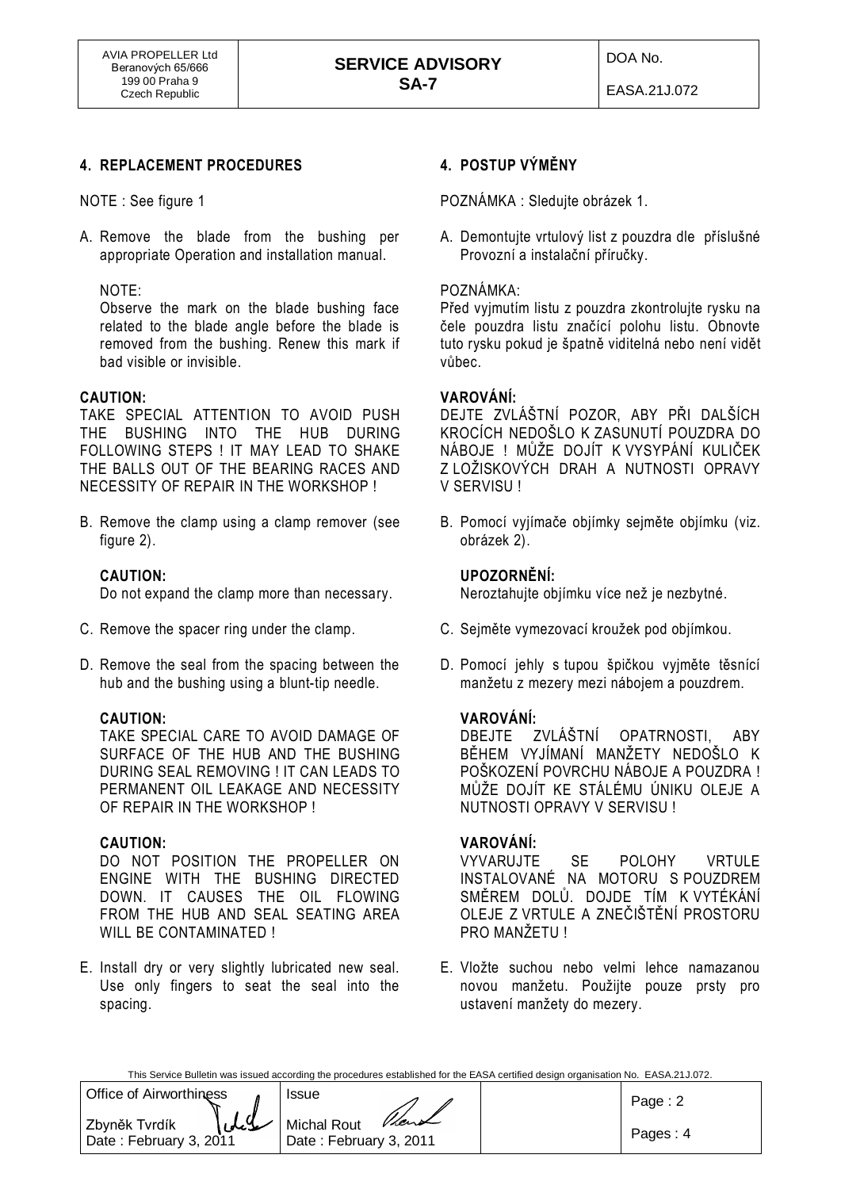## 4. REPLACEMENT PROCEDURES

NOTE : See figure 1

A. Remove the blade from the bushing per appropriate Operation and installation manual.

NOTE:
Observe the mark on the blade bushing face related to the blade angle before the blade is removed from the bushing. Renew this mark if bad visible or invisible.

**CAUTION:**
TAKE SPECIAL ATTENTION TO AVOID PUSH THE BUSHING INTO THE HUB DURING FOLLOWING STEPS ! IT MAY LEAD TO SHAKE THE BALLS OUT OF THE BEARING RACES AND NECESSITY OF REPAIR IN THE WORKSHOP !

B. Remove the clamp using a clamp remover (see figure 2).

**CAUTION:**
Do not expand the clamp more than necessary.

C. Remove the spacer ring under the clamp.

D. Remove the seal from the spacing between the hub and the bushing using a blunt-tip needle.

**CAUTION:**
TAKE SPECIAL CARE TO AVOID DAMAGE OF SURFACE OF THE HUB AND THE BUSHING DURING SEAL REMOVING ! IT CAN LEADS TO PERMANENT OIL LEAKAGE AND NECESSITY OF REPAIR IN THE WORKSHOP !

**CAUTION:**
DO NOT POSITION THE PROPELLER ON ENGINE WITH THE BUSHING DIRECTED DOWN. IT CAUSES THE OIL FLOWING FROM THE HUB AND SEAL SEATING AREA WILL BE CONTAMINATED !

E. Install dry or very slightly lubricated new seal. Use only fingers to seat the seal into the spacing.

## 4. POSTUP VÝMĚNY

POZNÁMKA : Sledujte obrázek 1.

A. Demontujte vrtulový list z pouzdra dle příslušné Provozní a instalační příručky.

POZNÁMKA:
Před vyjmutím listu z pouzdra zkontrolujte rysku na čele pouzdra listu značící polohu listu. Obnovte tuto rysku pokud je špatně viditelná nebo není vidět vůbec.

**VAROVÁNÍ:**
DEJTE ZVLÁŠTNÍ POZOR, ABY PŘI DALŠÍCH KROCÍCH NEDOŠLO K ZASUNUTÍ POUZDRA DO NÁBOJE ! MŮŽE DOJÍT K VYSYPÁNÍ KULIČEK Z LOŽISKOVÝCH DRAH A NUTNOSTI OPRAVY V SERVISU !

B. Pomocí vyjímače objímky sejměte objímku (viz. obrázek 2).

**UPOZORNĚNÍ:**
Neroztahujte objímku více než je nezbytné.

C. Sejměte vymezovací kroužek pod objímkou.

D. Pomocí jehly s tupou špičkou vyjměte těsnící manžetu z mezery mezi nábojem a pouzdrem.

**VAROVÁNÍ:**
DBEJTE ZVLÁŠTNÍ OPATRNOSTI, ABY BĚHEM VYJÍMANÍ MANŽETY NEDOŠLO K POŠKOZENÍ POVRCHU NÁBOJE A POUZDRA ! MŮŽE DOJÍT KE STÁLÉMU ÚNIKU OLEJE A NUTNOSTI OPRAVY V SERVISU !

**VAROVÁNÍ:**
VYVARUJTE SE POLOHY VRTULE INSTALOVANÉ NA MOTORU S POUZDREM SMĚREM DOLŮ. DOJDE TÍM K VYTÉKÁNÍ OLEJE Z VRTULE A ZNEČIŠTĚNÍ PROSTORU PRO MANŽETU !

E. Vložte suchou nebo velmi lehce namazanou novou manžetu. Použijte pouze prsty pro ustavení manžety do mezery.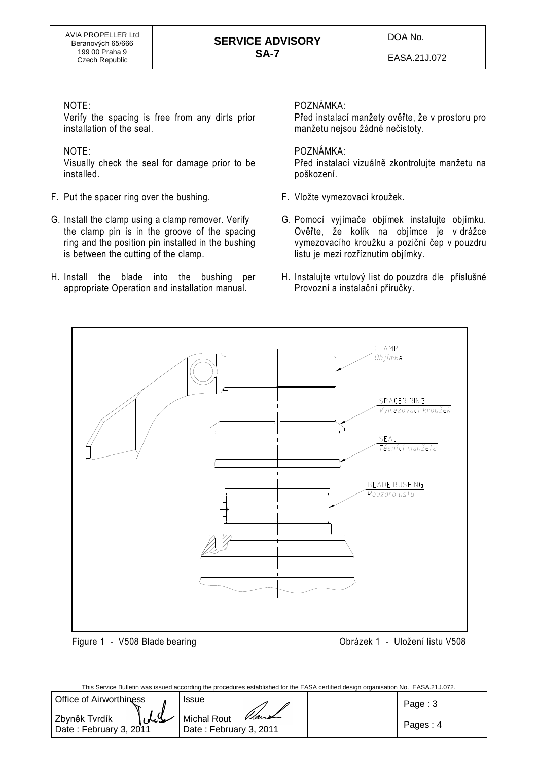NOTE:
Verify the spacing is free from any dirts prior installation of the seal.

NOTE:
Visually check the seal for damage prior to be installed.

F. Put the spacer ring over the bushing.

G. Install the clamp using a clamp remover. Verify the clamp pin is in the groove of the spacing ring and the position pin installed in the bushing is between the cutting of the clamp.

H. Install the blade into the bushing per appropriate Operation and installation manual.

POZNÁMKA:
Před instalací manžety ověřte, že v prostoru pro manžetu nejsou žádné nečistoty.

POZNÁMKA:
Před instalací vizuálně zkontrolujte manžetu na poškození.

F. Vložte vymezovací kroužek.

G. Pomocí vyjímače objímek instalujte objímku. Ověřte, že kolík na objímce je v drážce vymezovacího kroužku a poziční čep v pouzdru listu je mezi rozříznutím objímky.

H. Instalujte vrtulový list do pouzdra dle příslušné Provozní a instalační příručky.

CLAMP / Objímka

SPACER RING / Vymezovací kroužek

SEAL / Těsnící manžeta

BLADE BUSHING / Pouzdro listu

Figure 1 - V508 Blade bearing

Obrázek 1 - Uložení listu V508

This Service Bulletin was issued according the procedures established for the EASA certified design organisation No. EASA.21J.072.

| Office of Airworthiness | Issue | |
|---|---|---|
| Zbyněk Tvrdík<br>Date : February 3, 2011 | Michal Rout<br>Date : February 3, 2011 | |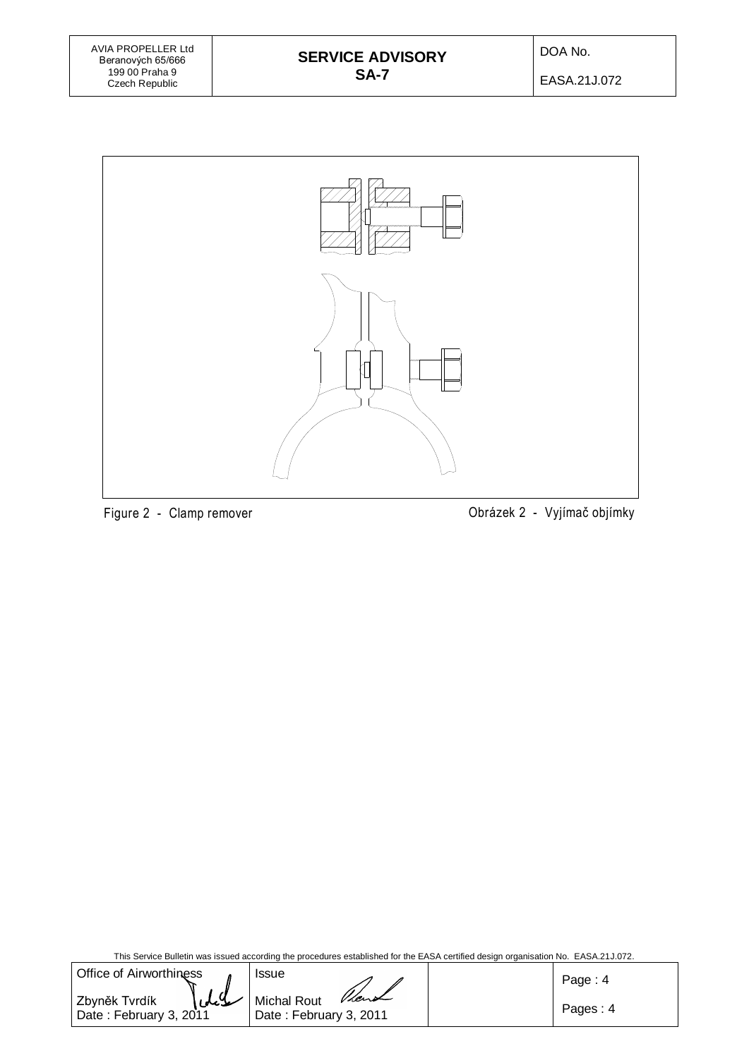Figure 2 - Clamp remover

Obrázek 2 - Vyjímač objímky

This Service Bulletin was issued according the procedures established for the EASA certified design organisation No. EASA.21J.072.

| Office of Airworthiness | Issue | |
|---|---|---|
| Zbyněk Tvrdík<br>Date : February 3, 2011 | Michal Rout<br>Date : February 3, 2011 | |